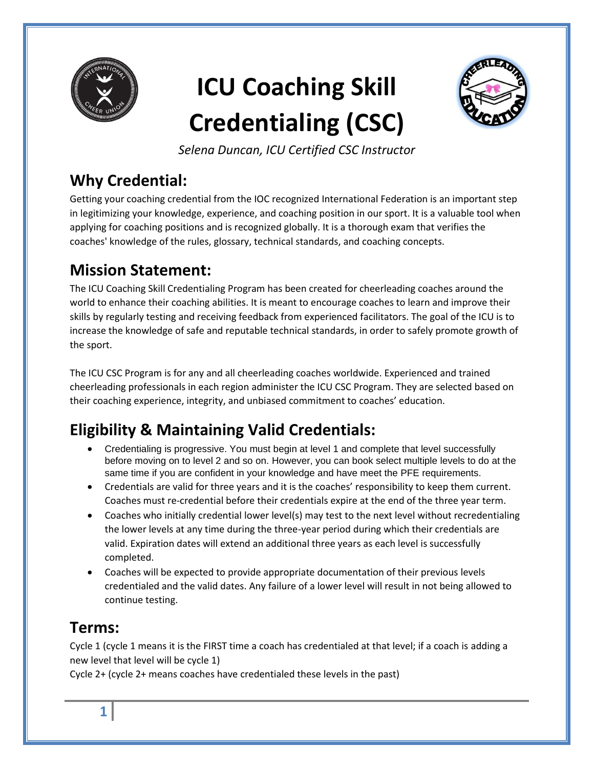# ICU Coaching Skill Credentialing (CSC)

*Selena Duncan, ICU Certified CSC Instructor*

## Why Credential:

Getting your coaching credential from the IOC recognized International Federation is an important step in legitimizing your knowledge, experience, and coaching position in our sport. It is a valuable tool when applying for coaching positions and is recognized globally. It is a thorough exam that verifies the coaches' knowledge of the rules, glossary, technical standards, and coaching concepts.

## Mission Statement:

The ICU Coaching Skill Credentialing Program has been created for cheerleading coaches around the world to enhance their coaching abilities. It is meant to encourage coaches to learn and improve their skills by regularly testing and receiving feedback from experienced facilitators. The goal of the ICU is to increase the knowledge of safe and reputable technical standards, in order to safely promote growth of the sport.

The ICU CSC Program is for any and all cheerleading coaches worldwide. Experienced and trained cheerleading professionals in each region administer the ICU CSC Program. They are selected based on their coaching experience, integrity, and unbiased commitment to coaches' education.

## Eligibility & Maintaining Valid Credentials:

- Credentialing is progressive. You must begin at level 1 and complete that level successfully before moving on to level 2 and so on. However, you can book select multiple levels to do at the same time if you are confident in your knowledge and have meet the PFE requirements.
- Credentials are valid for three years and it is the coaches' responsibility to keep them current. Coaches must re-credential before their credentials expire at the end of the three year term.
- Coaches who initially credential lower level(s) may test to the next level without recredentialing the lower levels at any time during the three-year period during which their credentials are valid. Expiration dates will extend an additional three years as each level is successfully completed.
- Coaches will be expected to provide appropriate documentation of their previous levels credentialed and the valid dates. Any failure of a lower level will result in not being allowed to continue testing.

## Terms:

Cycle 1 (cycle 1 means it is the FIRST time a coach has credentialed at that level; if a coach is adding a new level that level will be cycle 1)

Cycle 2+ (cycle 2+ means coaches have credentialed these levels in the past)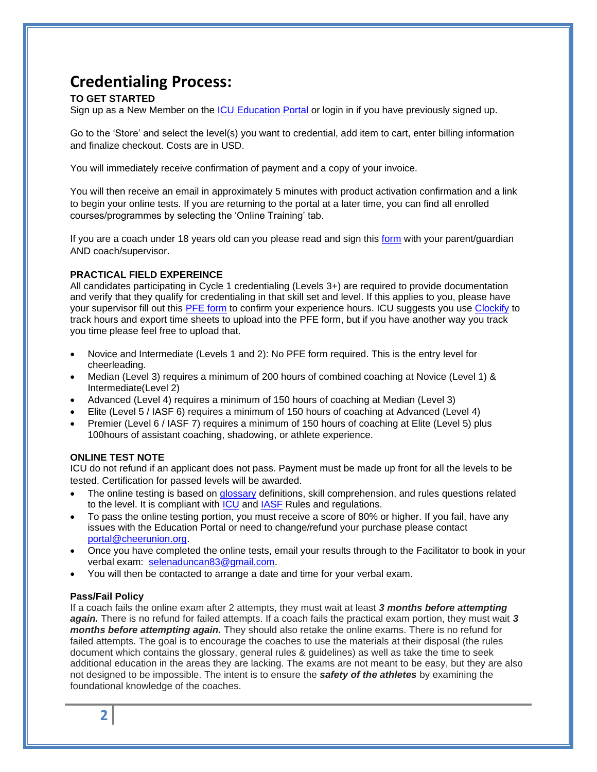# Credentialing Process:

**TO GET STARTED**

Sign up as a New Member on the ICU Education Portal or login in if you have previously signed up.

Go to the 'Store' and select the level(s) you want to credential, add item to cart, enter billing information and finalize checkout. Costs are in USD.

You will immediately receive confirmation of payment and a copy of your invoice.

You will then receive an email in approximately 5 minutes with product activation confirmation and a link to begin your online tests. If you are returning to the portal at a later time, you can find all enrolled courses/programmes by selecting the 'Online Training' tab.

If you are a coach under 18 years old can you please read and sign this form with your parent/guardian AND coach/supervisor.

**PRACTICAL FIELD EXPEREINCE**

All candidates participating in Cycle 1 credentialing (Levels 3+) are required to provide documentation and verify that they qualify for credentialing in that skill set and level. If this applies to you, please have your supervisor fill out this PFE form to confirm your experience hours. ICU suggests you use Clockify to track hours and export time sheets to upload into the PFE form, but if you have another way you track you time please feel free to upload that.

- Novice and Intermediate (Levels 1 and 2): No PFE form required. This is the entry level for cheerleading.
- Median (Level 3) requires a minimum of 200 hours of combined coaching at Novice (Level 1) & Intermediate(Level 2)
- Advanced (Level 4) requires a minimum of 150 hours of coaching at Median (Level 3)
- Elite (Level 5 / IASF 6) requires a minimum of 150 hours of coaching at Advanced (Level 4)
- Premier (Level 6 / IASF 7) requires a minimum of 150 hours of coaching at Elite (Level 5) plus 100hours of assistant coaching, shadowing, or athlete experience.

**ONLINE TEST NOTE**

ICU do not refund if an applicant does not pass. Payment must be made up front for all the levels to be tested. Certification for passed levels will be awarded.

- The online testing is based on glossary definitions, skill comprehension, and rules questions related to the level. It is compliant with ICU and IASF Rules and regulations.
- To pass the online testing portion, you must receive a score of 80% or higher. If you fail, have any issues with the Education Portal or need to change/refund your purchase please contact portal@cheerunion.org.
- Once you have completed the online tests, email your results through to the Facilitator to book in your verbal exam: selenaduncan83@gmail.com.
- You will then be contacted to arrange a date and time for your verbal exam.

**Pass/Fail Policy**

If a coach fails the online exam after 2 attempts, they must wait at least ***3 months before attempting again.*** There is no refund for failed attempts. If a coach fails the practical exam portion, they must wait ***3 months before attempting again.*** They should also retake the online exams. There is no refund for failed attempts. The goal is to encourage the coaches to use the materials at their disposal (the rules document which contains the glossary, general rules & guidelines) as well as take the time to seek additional education in the areas they are lacking. The exams are not meant to be easy, but they are also not designed to be impossible. The intent is to ensure the ***safety of the athletes*** by examining the foundational knowledge of the coaches.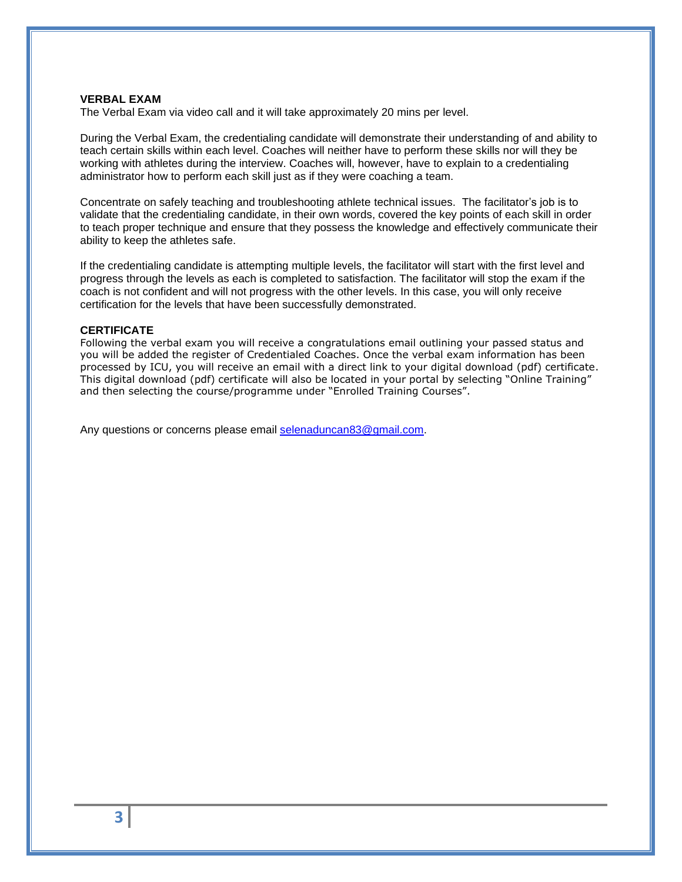**VERBAL EXAM**

The Verbal Exam via video call and it will take approximately 20 mins per level.

During the Verbal Exam, the credentialing candidate will demonstrate their understanding of and ability to teach certain skills within each level. Coaches will neither have to perform these skills nor will they be working with athletes during the interview. Coaches will, however, have to explain to a credentialing administrator how to perform each skill just as if they were coaching a team.

Concentrate on safely teaching and troubleshooting athlete technical issues. The facilitator's job is to validate that the credentialing candidate, in their own words, covered the key points of each skill in order to teach proper technique and ensure that they possess the knowledge and effectively communicate their ability to keep the athletes safe.

If the credentialing candidate is attempting multiple levels, the facilitator will start with the first level and progress through the levels as each is completed to satisfaction. The facilitator will stop the exam if the coach is not confident and will not progress with the other levels. In this case, you will only receive certification for the levels that have been successfully demonstrated.

**CERTIFICATE**

Following the verbal exam you will receive a congratulations email outlining your passed status and you will be added the register of Credentialed Coaches. Once the verbal exam information has been processed by ICU, you will receive an email with a direct link to your digital download (pdf) certificate. This digital download (pdf) certificate will also be located in your portal by selecting "Online Training" and then selecting the course/programme under "Enrolled Training Courses".

Any questions or concerns please email selenaduncan83@gmail.com.